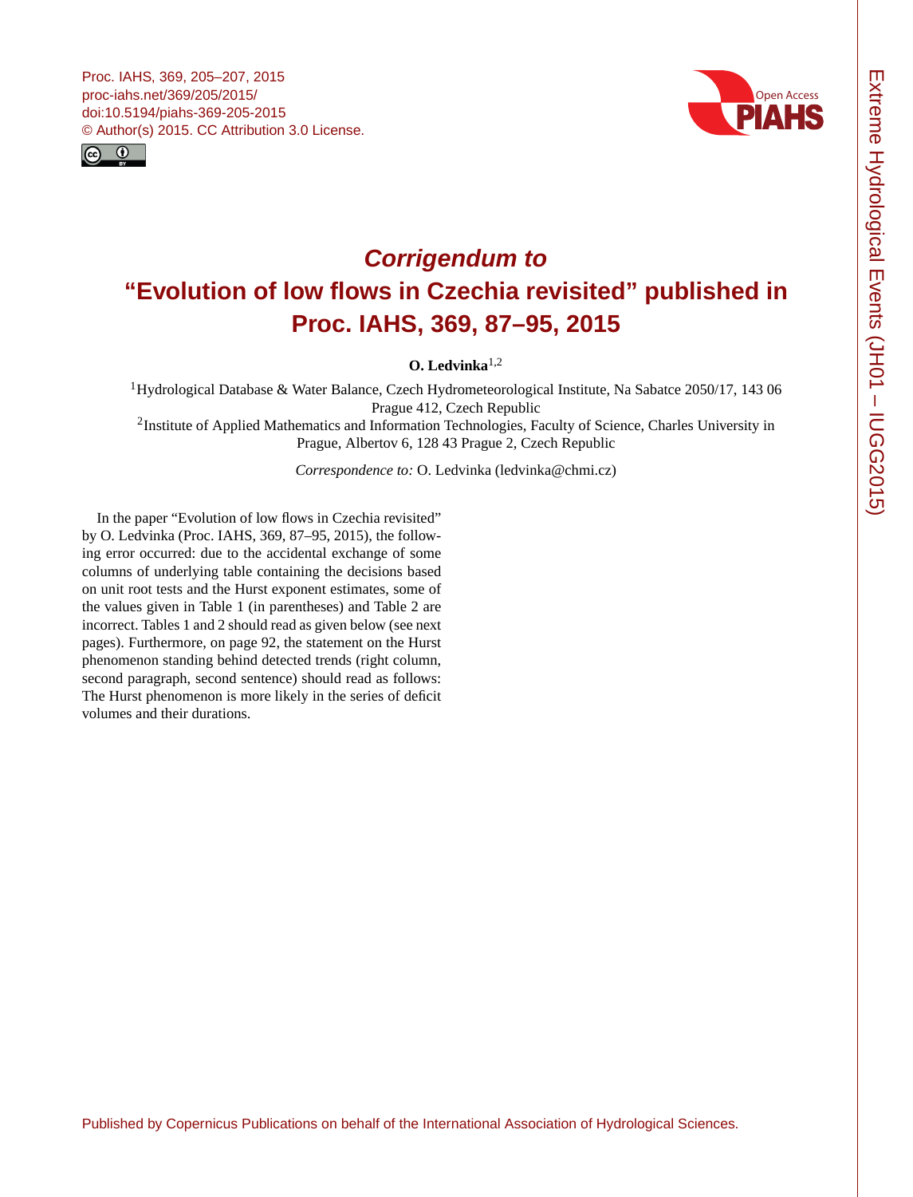# *Corrigendum to* "Evolution of low flows in Czechia revisited" published in Proc. IAHS, 369, 87–95, 2015

**O. Ledvinka**[1,2]

[1]Hydrological Database & Water Balance, Czech Hydrometeorological Institute, Na Sabatce 2050/17, 143 06 Prague 412, Czech Republic

[2]Institute of Applied Mathematics and Information Technologies, Faculty of Science, Charles University in Prague, Albertov 6, 128 43 Prague 2, Czech Republic

*Correspondence to:* O. Ledvinka (ledvinka@chmi.cz)

In the paper "Evolution of low flows in Czechia revisited" by O. Ledvinka (Proc. IAHS, 369, 87–95, 2015), the following error occurred: due to the accidental exchange of some columns of underlying table containing the decisions based on unit root tests and the Hurst exponent estimates, some of the values given in Table 1 (in parentheses) and Table 2 are incorrect. Tables 1 and 2 should read as given below (see next pages). Furthermore, on page 92, the statement on the Hurst phenomenon standing behind detected trends (right column, second paragraph, second sentence) should read as follows: The Hurst phenomenon is more likely in the series of deficit volumes and their durations.

Published by Copernicus Publications on behalf of the International Association of Hydrological Sciences.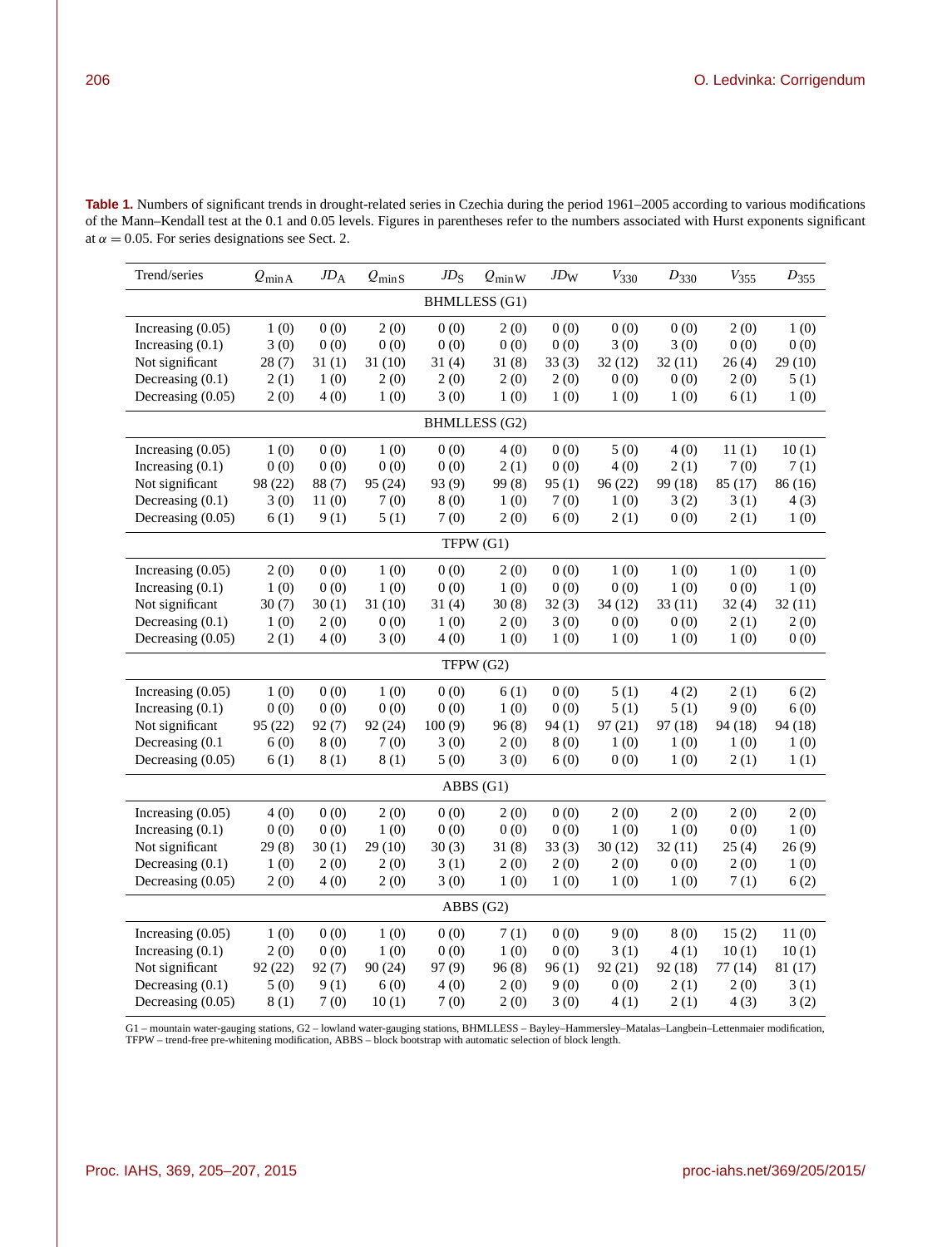**Table 1.** Numbers of significant trends in drought-related series in Czechia during the period 1961–2005 according to various modifications of the Mann–Kendall test at the 0.1 and 0.05 levels. Figures in parentheses refer to the numbers associated with Hurst exponents significant at $\alpha = 0.05$. For series designations see Sect. 2.

| Trend/series | $Q_{\min A}$ | $JD_A$ | $Q_{\min S}$ | $JD_S$ | $Q_{\min W}$ | $JD_W$ | $V_{330}$ | $D_{330}$ | $V_{355}$ | $D_{355}$ |
|---|---|---|---|---|---|---|---|---|---|---|
| **BHMLLESS (G1)** | | | | | | | | | | |
| Increasing (0.05) | 1 (0) | 0 (0) | 2 (0) | 0 (0) | 2 (0) | 0 (0) | 0 (0) | 0 (0) | 2 (0) | 1 (0) |
| Increasing (0.1) | 3 (0) | 0 (0) | 0 (0) | 0 (0) | 0 (0) | 0 (0) | 3 (0) | 3 (0) | 0 (0) | 0 (0) |
| Not significant | 28 (7) | 31 (1) | 31 (10) | 31 (4) | 31 (8) | 33 (3) | 32 (12) | 32 (11) | 26 (4) | 29 (10) |
| Decreasing (0.1) | 2 (1) | 1 (0) | 2 (0) | 2 (0) | 2 (0) | 2 (0) | 0 (0) | 0 (0) | 2 (0) | 5 (1) |
| Decreasing (0.05) | 2 (0) | 4 (0) | 1 (0) | 3 (0) | 1 (0) | 1 (0) | 1 (0) | 1 (0) | 6 (1) | 1 (0) |
| **BHMLLESS (G2)** | | | | | | | | | | |
| Increasing (0.05) | 1 (0) | 0 (0) | 1 (0) | 0 (0) | 4 (0) | 0 (0) | 5 (0) | 4 (0) | 11 (1) | 10 (1) |
| Increasing (0.1) | 0 (0) | 0 (0) | 0 (0) | 0 (0) | 2 (1) | 0 (0) | 4 (0) | 2 (1) | 7 (0) | 7 (1) |
| Not significant | 98 (22) | 88 (7) | 95 (24) | 93 (9) | 99 (8) | 95 (1) | 96 (22) | 99 (18) | 85 (17) | 86 (16) |
| Decreasing (0.1) | 3 (0) | 11 (0) | 7 (0) | 8 (0) | 1 (0) | 7 (0) | 1 (0) | 3 (2) | 3 (1) | 4 (3) |
| Decreasing (0.05) | 6 (1) | 9 (1) | 5 (1) | 7 (0) | 2 (0) | 6 (0) | 2 (1) | 0 (0) | 2 (1) | 1 (0) |
| **TFPW (G1)** | | | | | | | | | | |
| Increasing (0.05) | 2 (0) | 0 (0) | 1 (0) | 0 (0) | 2 (0) | 0 (0) | 1 (0) | 1 (0) | 1 (0) | 1 (0) |
| Increasing (0.1) | 1 (0) | 0 (0) | 1 (0) | 0 (0) | 1 (0) | 0 (0) | 0 (0) | 1 (0) | 0 (0) | 1 (0) |
| Not significant | 30 (7) | 30 (1) | 31 (10) | 31 (4) | 30 (8) | 32 (3) | 34 (12) | 33 (11) | 32 (4) | 32 (11) |
| Decreasing (0.1) | 1 (0) | 2 (0) | 0 (0) | 1 (0) | 2 (0) | 3 (0) | 0 (0) | 0 (0) | 2 (1) | 2 (0) |
| Decreasing (0.05) | 2 (1) | 4 (0) | 3 (0) | 4 (0) | 1 (0) | 1 (0) | 1 (0) | 1 (0) | 1 (0) | 0 (0) |
| **TFPW (G2)** | | | | | | | | | | |
| Increasing (0.05) | 1 (0) | 0 (0) | 1 (0) | 0 (0) | 6 (1) | 0 (0) | 5 (1) | 4 (2) | 2 (1) | 6 (2) |
| Increasing (0.1) | 0 (0) | 0 (0) | 0 (0) | 0 (0) | 1 (0) | 0 (0) | 5 (1) | 5 (1) | 9 (0) | 6 (0) |
| Not significant | 95 (22) | 92 (7) | 92 (24) | 100 (9) | 96 (8) | 94 (1) | 97 (21) | 97 (18) | 94 (18) | 94 (18) |
| Decreasing (0.1 | 6 (0) | 8 (0) | 7 (0) | 3 (0) | 2 (0) | 8 (0) | 1 (0) | 1 (0) | 1 (0) | 1 (0) |
| Decreasing (0.05) | 6 (1) | 8 (1) | 8 (1) | 5 (0) | 3 (0) | 6 (0) | 0 (0) | 1 (0) | 2 (1) | 1 (1) |
| **ABBS (G1)** | | | | | | | | | | |
| Increasing (0.05) | 4 (0) | 0 (0) | 2 (0) | 0 (0) | 2 (0) | 0 (0) | 2 (0) | 2 (0) | 2 (0) | 2 (0) |
| Increasing (0.1) | 0 (0) | 0 (0) | 1 (0) | 0 (0) | 0 (0) | 0 (0) | 1 (0) | 1 (0) | 0 (0) | 1 (0) |
| Not significant | 29 (8) | 30 (1) | 29 (10) | 30 (3) | 31 (8) | 33 (3) | 30 (12) | 32 (11) | 25 (4) | 26 (9) |
| Decreasing (0.1) | 1 (0) | 2 (0) | 2 (0) | 3 (1) | 2 (0) | 2 (0) | 2 (0) | 0 (0) | 2 (0) | 1 (0) |
| Decreasing (0.05) | 2 (0) | 4 (0) | 2 (0) | 3 (0) | 1 (0) | 1 (0) | 1 (0) | 1 (0) | 7 (1) | 6 (2) |
| **ABBS (G2)** | | | | | | | | | | |
| Increasing (0.05) | 1 (0) | 0 (0) | 1 (0) | 0 (0) | 7 (1) | 0 (0) | 9 (0) | 8 (0) | 15 (2) | 11 (0) |
| Increasing (0.1) | 2 (0) | 0 (0) | 1 (0) | 0 (0) | 1 (0) | 0 (0) | 3 (1) | 4 (1) | 10 (1) | 10 (1) |
| Not significant | 92 (22) | 92 (7) | 90 (24) | 97 (9) | 96 (8) | 96 (1) | 92 (21) | 92 (18) | 77 (14) | 81 (17) |
| Decreasing (0.1) | 5 (0) | 9 (1) | 6 (0) | 4 (0) | 2 (0) | 9 (0) | 0 (0) | 2 (1) | 2 (0) | 3 (1) |
| Decreasing (0.05) | 8 (1) | 7 (0) | 10 (1) | 7 (0) | 2 (0) | 3 (0) | 4 (1) | 2 (1) | 4 (3) | 3 (2) |

G1 – mountain water-gauging stations, G2 – lowland water-gauging stations, BHMLLESS – Bayley–Hammersley–Matalas–Langbein–Lettenmaier modification, TFPW – trend-free pre-whitening modification, ABBS – block bootstrap with automatic selection of block length.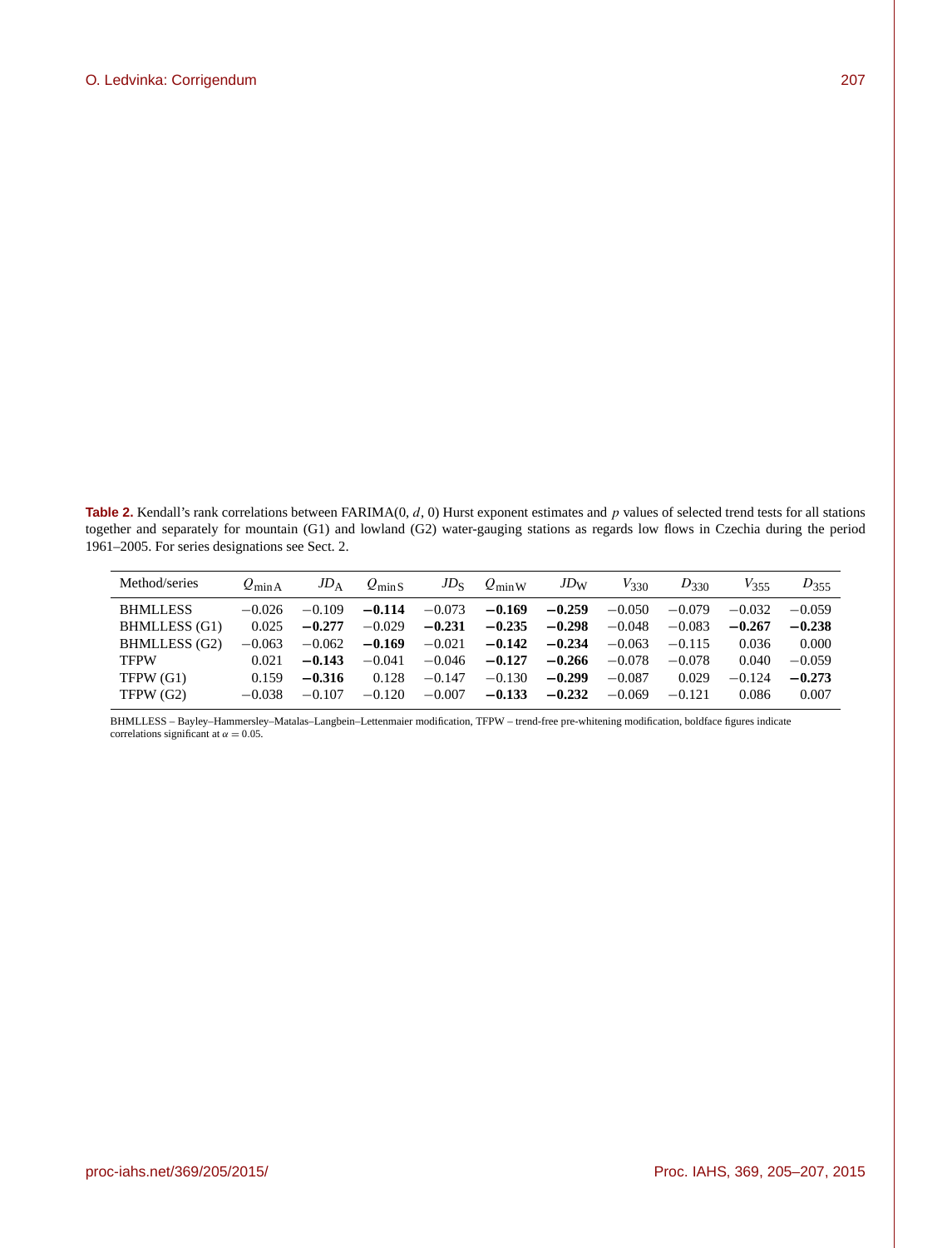**Table 2.** Kendall's rank correlations between FARIMA(0, $d$, 0) Hurst exponent estimates and $p$ values of selected trend tests for all stations together and separately for mountain (G1) and lowland (G2) water-gauging stations as regards low flows in Czechia during the period 1961–2005. For series designations see Sect. 2.

| Method/series | $Q_{\min A}$ | $JD_A$ | $Q_{\min S}$ | $JD_S$ | $Q_{\min W}$ | $JD_W$ | $V_{330}$ | $D_{330}$ | $V_{355}$ | $D_{355}$ |
|---|---|---|---|---|---|---|---|---|---|---|
| BHMLLESS | −0.026 | −0.109 | **−0.114** | −0.073 | **−0.169** | **−0.259** | −0.050 | −0.079 | −0.032 | −0.059 |
| BHMLLESS (G1) | 0.025 | **−0.277** | −0.029 | **−0.231** | **−0.235** | **−0.298** | −0.048 | −0.083 | **−0.267** | **−0.238** |
| BHMLLESS (G2) | −0.063 | −0.062 | **−0.169** | −0.021 | **−0.142** | **−0.234** | −0.063 | −0.115 | 0.036 | 0.000 |
| TFPW | 0.021 | **−0.143** | −0.041 | −0.046 | **−0.127** | **−0.266** | −0.078 | −0.078 | 0.040 | −0.059 |
| TFPW (G1) | 0.159 | **−0.316** | 0.128 | −0.147 | −0.130 | **−0.299** | −0.087 | 0.029 | −0.124 | **−0.273** |
| TFPW (G2) | −0.038 | −0.107 | −0.120 | −0.007 | **−0.133** | **−0.232** | −0.069 | −0.121 | 0.086 | 0.007 |

BHMLLESS – Bayley–Hammersley–Matalas–Langbein–Lettenmaier modification, TFPW – trend-free pre-whitening modification, boldface figures indicate correlations significant at $\alpha = 0.05$.